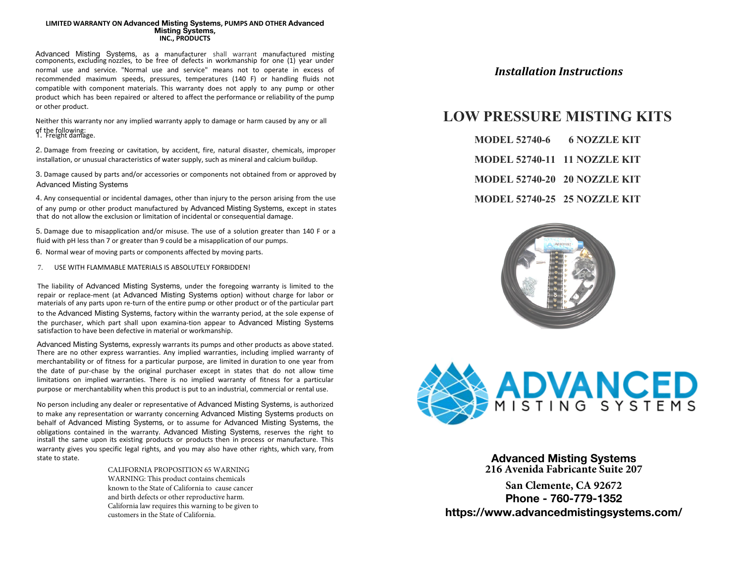# LIMITED WARRANTY ON Advanced Misting Systems, PUMPS AND OTHER Advanced Misting Systems, INC., PRODUCTS

Advanced Misting Systems, as a manufacturer shall warrant manufactured misting components, excluding nozzles, to be free of defects in workmanship for one (1) year under normal use and service. "Normal use and service" means not to operate in excess of recommended maximum speeds, pressures, temperatures (140 F) or handling fluids not compatible with component materials. This warranty does not apply to any pump or other product which has been repaired or altered to affect the performance or reliability of the pump or other product.

Neither this warranty nor any implied warranty apply to damage or harm caused by any or all of the following:

1. Freight damage.
2. Damage from freezing or cavitation, by accident, fire, natural disaster, chemicals, improper installation, or unusual characteristics of water supply, such as mineral and calcium buildup.
3. Damage caused by parts and/or accessories or components not obtained from or approved by Advanced Misting Systems
4. Any consequential or incidental damages, other than injury to the person arising from the use of any pump or other product manufactured by Advanced Misting Systems, except in states that do not allow the exclusion or limitation of incidental or consequential damage.
5. Damage due to misapplication and/or misuse. The use of a solution greater than 140 F or a fluid with pH less than 7 or greater than 9 could be a misapplication of our pumps.
6. Normal wear of moving parts or components affected by moving parts.
7. USE WITH FLAMMABLE MATERIALS IS ABSOLUTELY FORBIDDEN!

The liability of Advanced Misting Systems, under the foregoing warranty is limited to the repair or replace-ment (at Advanced Misting Systems option) without charge for labor or materials of any parts upon re-turn of the entire pump or other product or of the particular part to the Advanced Misting Systems, factory within the warranty period, at the sole expense of the purchaser, which part shall upon examina-tion appear to Advanced Misting Systems satisfaction to have been defective in material or workmanship.

Advanced Misting Systems, expressly warrants its pumps and other products as above stated. There are no other express warranties. Any implied warranties, including implied warranty of merchantability or of fitness for a particular purpose, are limited in duration to one year from the date of pur-chase by the original purchaser except in states that do not allow time limitations on implied warranties. There is no implied warranty of fitness for a particular purpose or merchantability when this product is put to an industrial, commercial or rental use.

No person including any dealer or representative of Advanced Misting Systems, is authorized to make any representation or warranty concerning Advanced Misting Systems products on behalf of Advanced Misting Systems, or to assume for Advanced Misting Systems, the obligations contained in the warranty. Advanced Misting Systems, reserves the right to install the same upon its existing products or products then in process or manufacture. This warranty gives you specific legal rights, and you may also have other rights, which vary, from state to state.

CALIFORNIA PROPOSITION 65 WARNING
WARNING: This product contains chemicals known to the State of California to cause cancer and birth defects or other reproductive harm. California law requires this warning to be given to customers in the State of California.

*Installation Instructions*

# LOW PRESSURE MISTING KITS

**MODEL 52740-6 6 NOZZLE KIT**

**MODEL 52740-11 11 NOZZLE KIT**

**MODEL 52740-20 20 NOZZLE KIT**

**MODEL 52740-25 25 NOZZLE KIT**

ADVANCED MISTING SYSTEMS

**Advanced Misting Systems**
**216 Avenida Fabricante Suite 207**

**San Clemente, CA 92672**
**Phone - 760-779-1352**
**https://www.advancedmistingsystems.com/**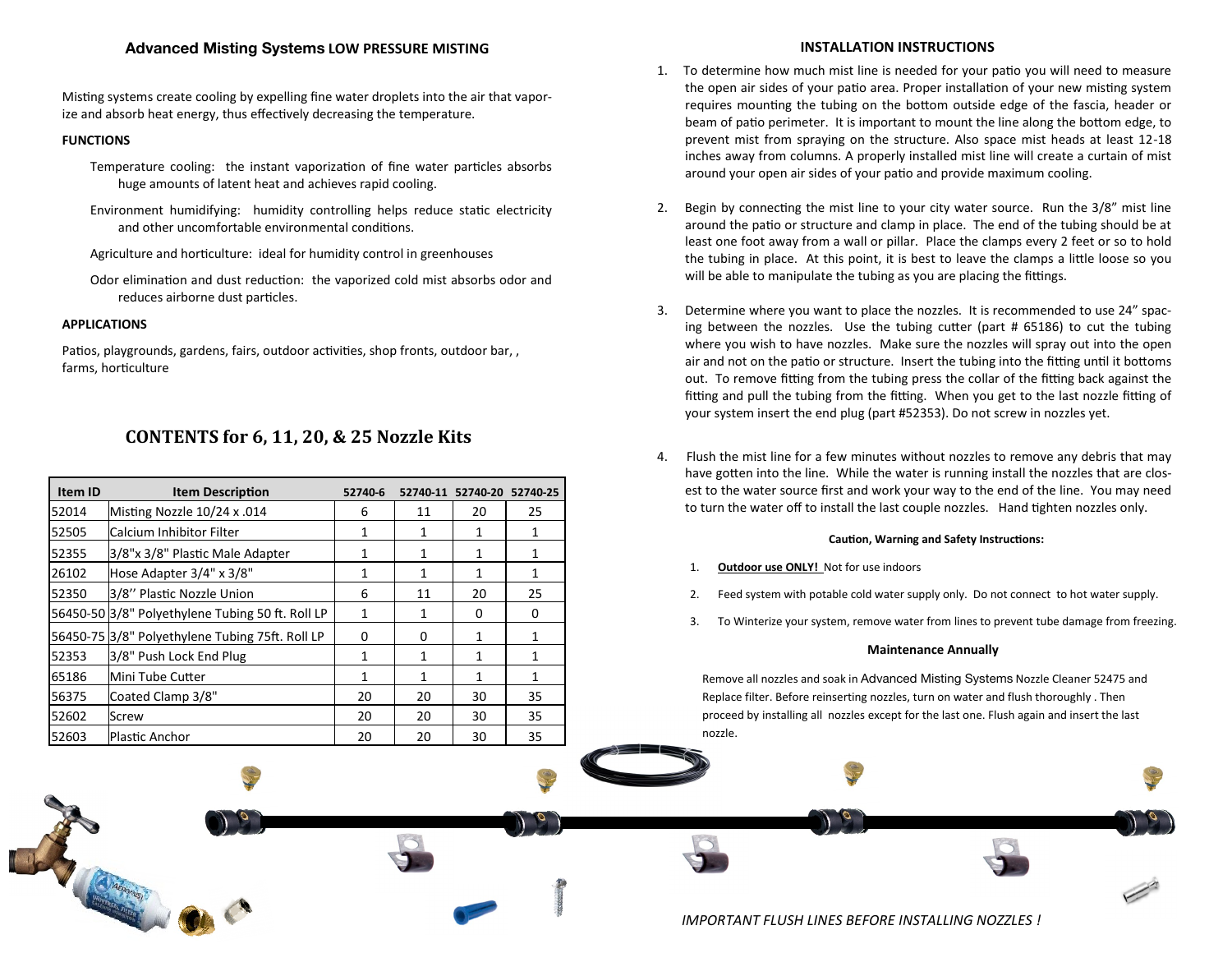## Advanced Misting Systems LOW PRESSURE MISTING

Misting systems create cooling by expelling fine water droplets into the air that vaporize and absorb heat energy, thus effectively decreasing the temperature.

**FUNCTIONS**

Temperature cooling: the instant vaporization of fine water particles absorbs huge amounts of latent heat and achieves rapid cooling.

Environment humidifying: humidity controlling helps reduce static electricity and other uncomfortable environmental conditions.

Agriculture and horticulture: ideal for humidity control in greenhouses

Odor elimination and dust reduction: the vaporized cold mist absorbs odor and reduces airborne dust particles.

**APPLICATIONS**

Patios, playgrounds, gardens, fairs, outdoor activities, shop fronts, outdoor bar, , farms, horticulture

## CONTENTS for 6, 11, 20, & 25 Nozzle Kits

| Item ID | Item Description | 52740-6 | 52740-11 | 52740-20 | 52740-25 |
|---|---|---|---|---|---|
| 52014 | Misting Nozzle 10/24 x .014 | 6 | 11 | 20 | 25 |
| 52505 | Calcium Inhibitor Filter | 1 | 1 | 1 | 1 |
| 52355 | 3/8"x 3/8" Plastic Male Adapter | 1 | 1 | 1 | 1 |
| 26102 | Hose Adapter 3/4" x 3/8" | 1 | 1 | 1 | 1 |
| 52350 | 3/8'' Plastic Nozzle Union | 6 | 11 | 20 | 25 |
| 56450-50 | 3/8" Polyethylene Tubing 50 ft. Roll LP | 1 | 1 | 0 | 0 |
| 56450-75 | 3/8" Polyethylene Tubing 75ft. Roll LP | 0 | 0 | 1 | 1 |
| 52353 | 3/8" Push Lock End Plug | 1 | 1 | 1 | 1 |
| 65186 | Mini Tube Cutter | 1 | 1 | 1 | 1 |
| 56375 | Coated Clamp 3/8" | 20 | 20 | 30 | 35 |
| 52602 | Screw | 20 | 20 | 30 | 35 |
| 52603 | Plastic Anchor | 20 | 20 | 30 | 35 |

## INSTALLATION INSTRUCTIONS

1. To determine how much mist line is needed for your patio you will need to measure the open air sides of your patio area. Proper installation of your new misting system requires mounting the tubing on the bottom outside edge of the fascia, header or beam of patio perimeter. It is important to mount the line along the bottom edge, to prevent mist from spraying on the structure. Also space mist heads at least 12-18 inches away from columns. A properly installed mist line will create a curtain of mist around your open air sides of your patio and provide maximum cooling.

2. Begin by connecting the mist line to your city water source. Run the 3/8" mist line around the patio or structure and clamp in place. The end of the tubing should be at least one foot away from a wall or pillar. Place the clamps every 2 feet or so to hold the tubing in place. At this point, it is best to leave the clamps a little loose so you will be able to manipulate the tubing as you are placing the fittings.

3. Determine where you want to place the nozzles. It is recommended to use 24" spacing between the nozzles. Use the tubing cutter (part # 65186) to cut the tubing where you wish to have nozzles. Make sure the nozzles will spray out into the open air and not on the patio or structure. Insert the tubing into the fitting until it bottoms out. To remove fitting from the tubing press the collar of the fitting back against the fitting and pull the tubing from the fitting. When you get to the last nozzle fitting of your system insert the end plug (part #52353). Do not screw in nozzles yet.

4. Flush the mist line for a few minutes without nozzles to remove any debris that may have gotten into the line. While the water is running install the nozzles that are closest to the water source first and work your way to the end of the line. You may need to turn the water off to install the last couple nozzles. Hand tighten nozzles only.

**Caution, Warning and Safety Instructions:**

1. **Outdoor use ONLY!** Not for use indoors
2. Feed system with potable cold water supply only. Do not connect to hot water supply.
3. To Winterize your system, remove water from lines to prevent tube damage from freezing.

**Maintenance Annually**

Remove all nozzles and soak in Advanced Misting Systems Nozzle Cleaner 52475 and Replace filter. Before reinserting nozzles, turn on water and flush thoroughly . Then proceed by installing all nozzles except for the last one. Flush again and insert the last nozzle.

*IMPORTANT FLUSH LINES BEFORE INSTALLING NOZZLES !*